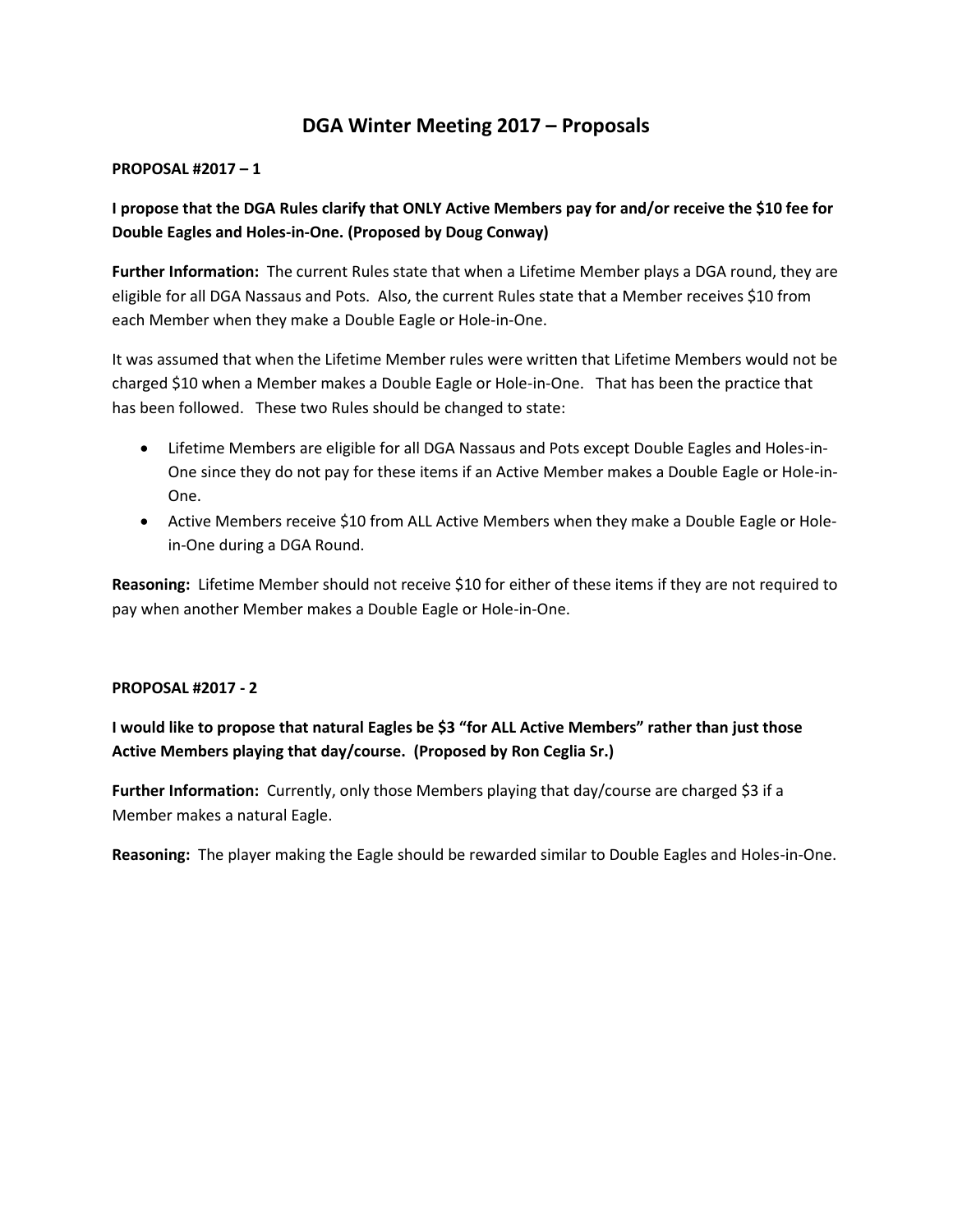# DGA Winter Meeting 2017 – Proposals

**PROPOSAL #2017 – 1**

**I propose that the DGA Rules clarify that ONLY Active Members pay for and/or receive the $10 fee for Double Eagles and Holes-in-One. (Proposed by Doug Conway)**

**Further Information:** The current Rules state that when a Lifetime Member plays a DGA round, they are eligible for all DGA Nassaus and Pots. Also, the current Rules state that a Member receives $10 from each Member when they make a Double Eagle or Hole-in-One.

It was assumed that when the Lifetime Member rules were written that Lifetime Members would not be charged $10 when a Member makes a Double Eagle or Hole-in-One. That has been the practice that has been followed. These two Rules should be changed to state:

- Lifetime Members are eligible for all DGA Nassaus and Pots except Double Eagles and Holes-in-One since they do not pay for these items if an Active Member makes a Double Eagle or Hole-in-One.
- Active Members receive $10 from ALL Active Members when they make a Double Eagle or Hole-in-One during a DGA Round.

**Reasoning:** Lifetime Member should not receive $10 for either of these items if they are not required to pay when another Member makes a Double Eagle or Hole-in-One.

**PROPOSAL #2017 - 2**

**I would like to propose that natural Eagles be $3 "for ALL Active Members" rather than just those Active Members playing that day/course. (Proposed by Ron Ceglia Sr.)**

**Further Information:** Currently, only those Members playing that day/course are charged $3 if a Member makes a natural Eagle.

**Reasoning:** The player making the Eagle should be rewarded similar to Double Eagles and Holes-in-One.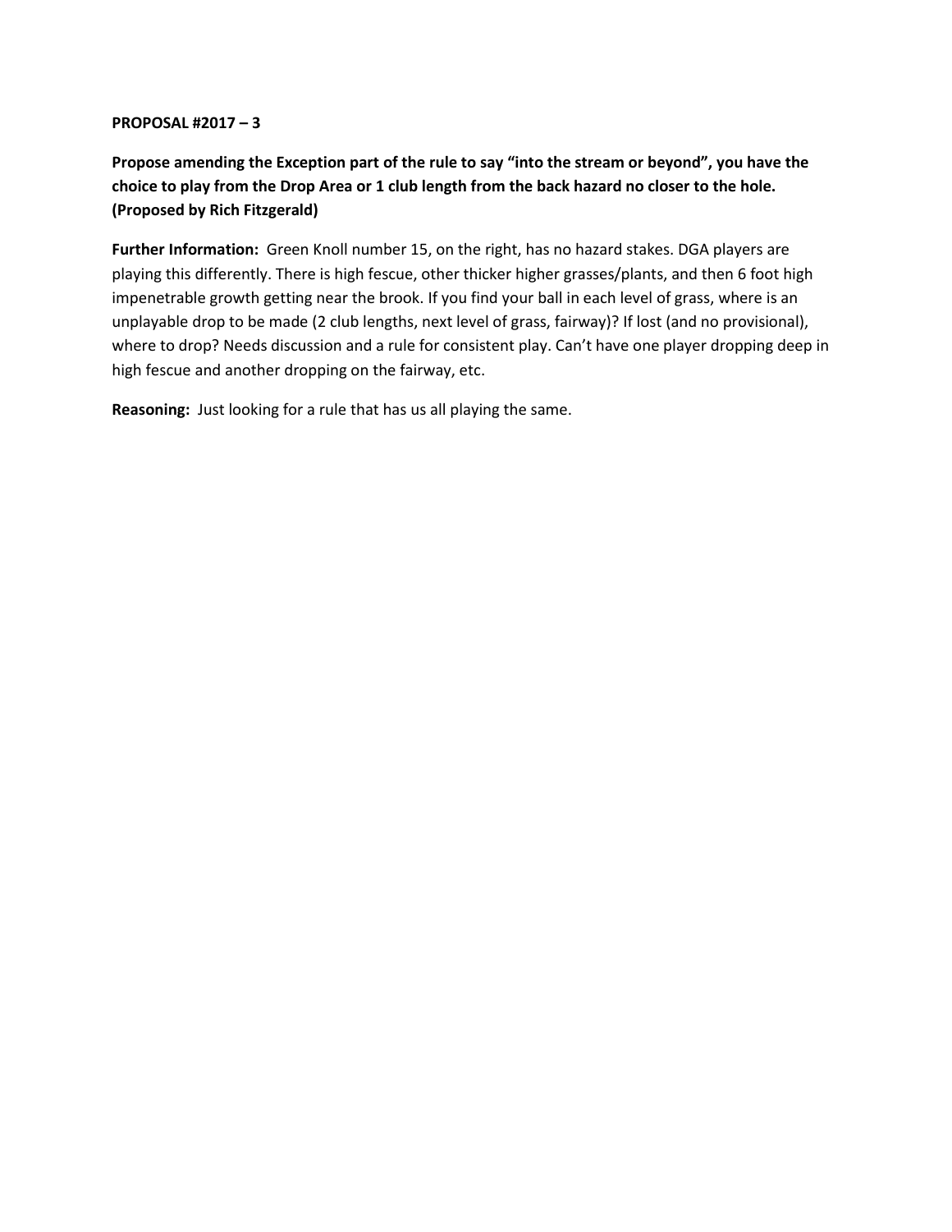**PROPOSAL #2017 – 3**

**Propose amending the Exception part of the rule to say "into the stream or beyond", you have the choice to play from the Drop Area or 1 club length from the back hazard no closer to the hole. (Proposed by Rich Fitzgerald)**

**Further Information:** Green Knoll number 15, on the right, has no hazard stakes. DGA players are playing this differently. There is high fescue, other thicker higher grasses/plants, and then 6 foot high impenetrable growth getting near the brook. If you find your ball in each level of grass, where is an unplayable drop to be made (2 club lengths, next level of grass, fairway)? If lost (and no provisional), where to drop? Needs discussion and a rule for consistent play. Can't have one player dropping deep in high fescue and another dropping on the fairway, etc.

**Reasoning:** Just looking for a rule that has us all playing the same.